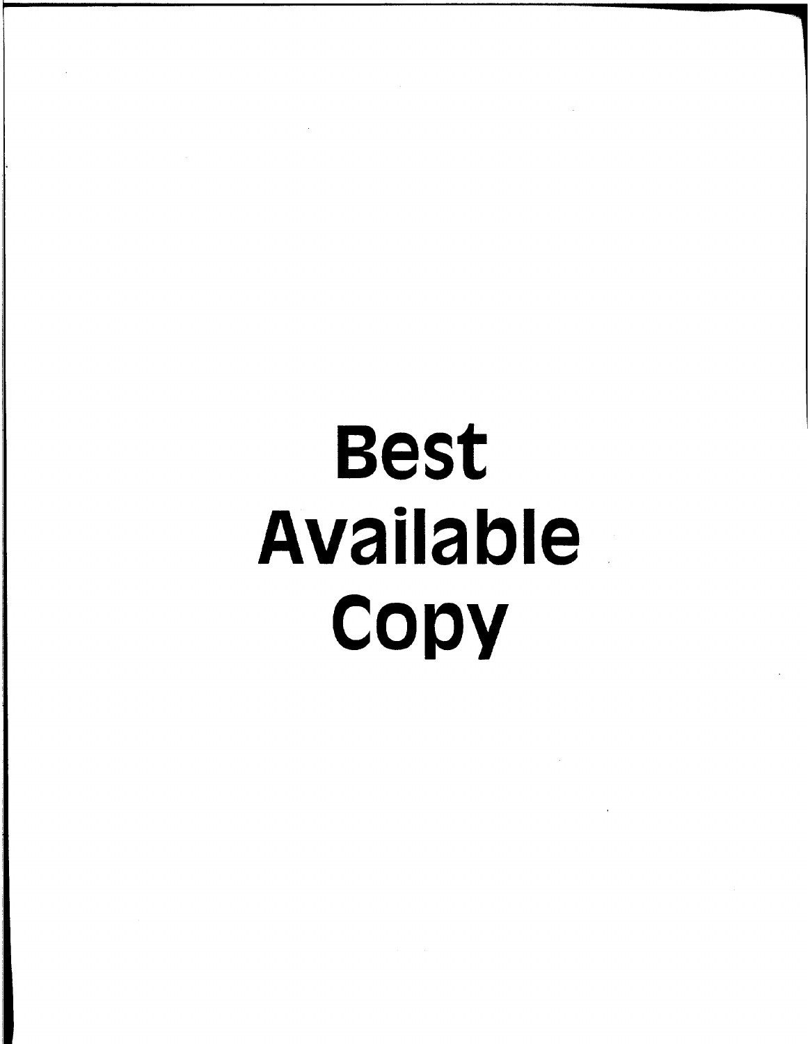# Best Available Copy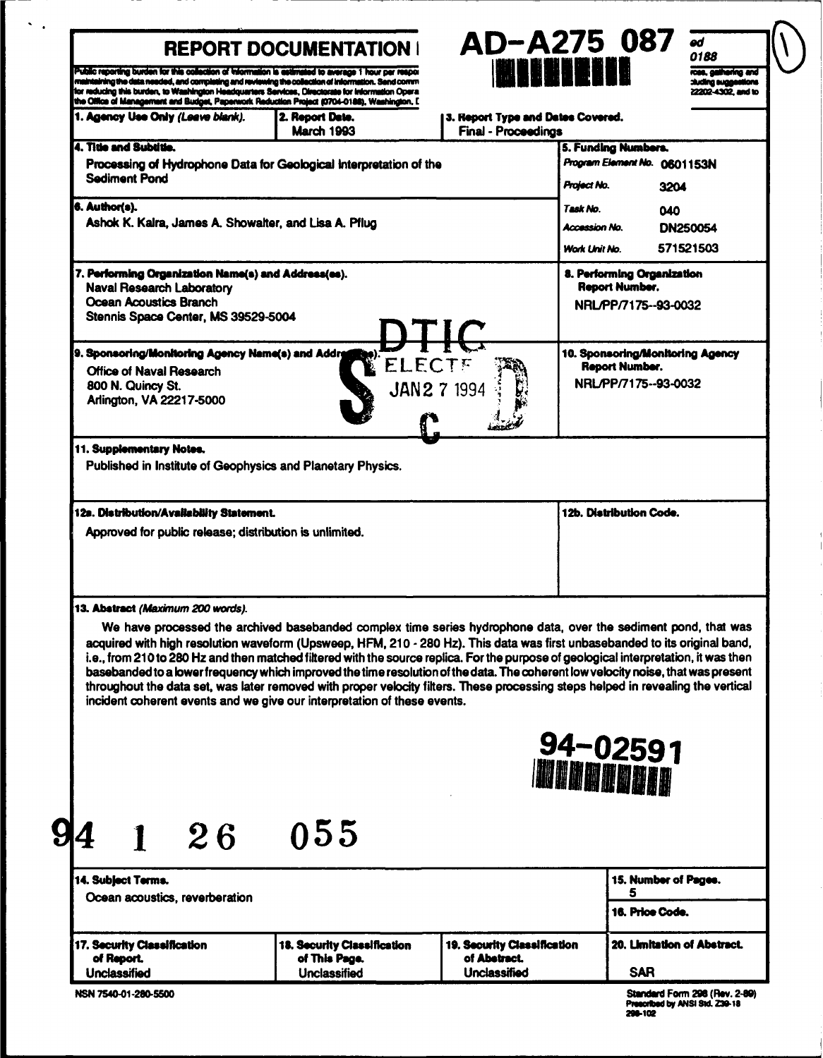# REPORT DOCUMENTATION PAGE

**AD-A275 087**

Form Approved OMB No. 0704-0188

Public reporting burden for this collection of information is estimated to average 1 hour per response, including the time for reviewing instructions, searching existing data sources, gathering and maintaining the data needed, and completing and reviewing the collection of information. Send comments regarding this burden estimate or any other aspect of this collection of information, including suggestions for reducing this burden, to Washington Headquarters Services, Directorate for Information Operations and Reports, 1215 Jefferson Davis Highway, Suite 1204, Arlington, VA 22202-4302, and to the Office of Management and Budget, Paperwork Reduction Project (0704-0188), Washington, DC 20503.

**1. Agency Use Only** *(Leave blank).*

**2. Report Date.**
March 1993

**3. Report Type and Dates Covered.**
Final - Proceedings

**4. Title and Subtitle.**
Processing of Hydrophone Data for Geological Interpretation of the Sediment Pond

**5. Funding Numbers.**

| | |
|---|---|
| *Program Element No.* | 0601153N |
| *Project No.* | 3204 |
| *Task No.* | 040 |
| *Accession No.* | DN250054 |
| *Work Unit No.* | 571521503 |

**6. Author(s).**
Ashok K. Kalra, James A. Showalter, and Lisa A. Pflug

**7. Performing Organization Name(s) and Address(es).**
Naval Research Laboratory
Ocean Acoustics Branch
Stennis Space Center, MS 39529-5004

**8. Performing Organization Report Number.**
NRL/PP/7175--93-0032

**9. Sponsoring/Monitoring Agency Name(s) and Address(es).**
Office of Naval Research
800 N. Quincy St.
Arlington, VA 22217-5000

DTIC ELECTE JAN 27 1994 S C D

**10. Sponsoring/Monitoring Agency Report Number.**
NRL/PP/7175--93-0032

**11. Supplementary Notes.**
Published in Institute of Geophysics and Planetary Physics.

**12a. Distribution/Availability Statement.**
Approved for public release; distribution is unlimited.

**12b. Distribution Code.**

**13. Abstract** *(Maximum 200 words).*

We have processed the archived basebanded complex time series hydrophone data, over the sediment pond, that was acquired with high resolution waveform (Upsweep, HFM, 210 - 280 Hz). This data was first unbasebanded to its original band, i.e., from 210 to 280 Hz and then matched filtered with the source replica. For the purpose of geological interpretation, it was then basebanded to a lower frequency which improved the time resolution of the data. The coherent low velocity noise, that was present throughout the data set, was later removed with proper velocity filters. These processing steps helped in revealing the vertical incident coherent events and we give our interpretation of these events.

94-02591

94 1 26 055

**14. Subject Terms.**
Ocean acoustics, reverberation

**15. Number of Pages.**
5

**16. Price Code.**

| 17. Security Classification of Report. | 18. Security Classification of This Page. | 19. Security Classification of Abstract. | 20. Limitation of Abstract. |
|---|---|---|---|
| Unclassified | Unclassified | Unclassified | SAR |

NSN 7540-01-280-5500

Standard Form 298 (Rev. 2-89)
Prescribed by ANSI Std. Z39-18
298-102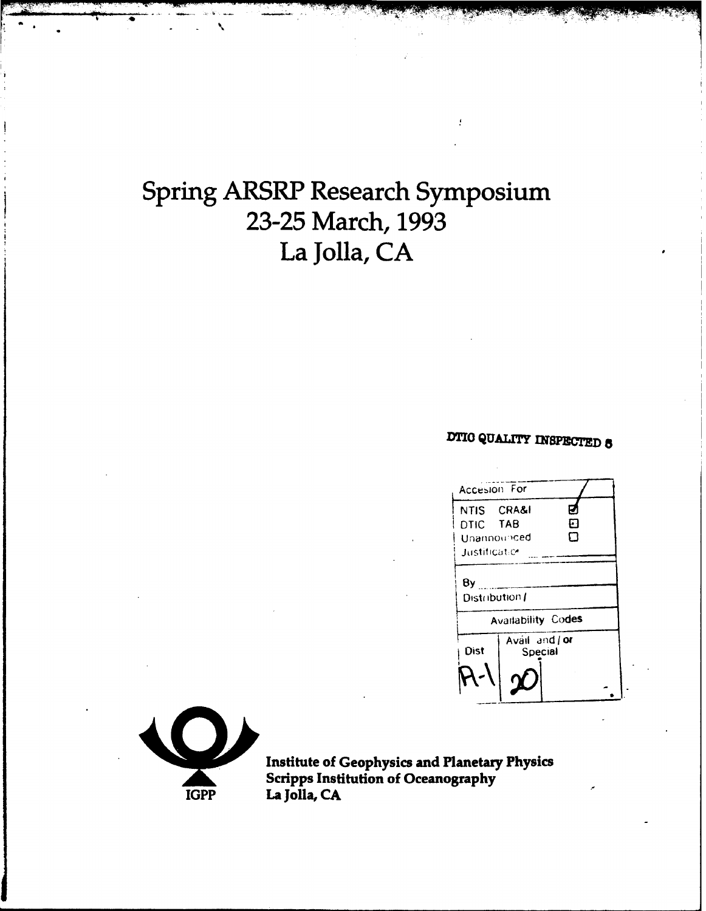# Spring ARSRP Research Symposium
# 23-25 March, 1993
# La Jolla, CA

DTIC QUALITY INSPECTED 8

| Accesion For | |
|---|---|
| NTIS CRA&I | ☑ |
| DTIC TAB | ☐ |
| Unannounced | ☐ |
| Justification | |
| By | |
| Distribution / | |
| Availability Codes | |
| Dist | Avail and / or Special |
| A-1 | 20 |

**Institute of Geophysics and Planetary Physics**
**Scripps Institution of Oceanography**
**La Jolla, CA**

IGPP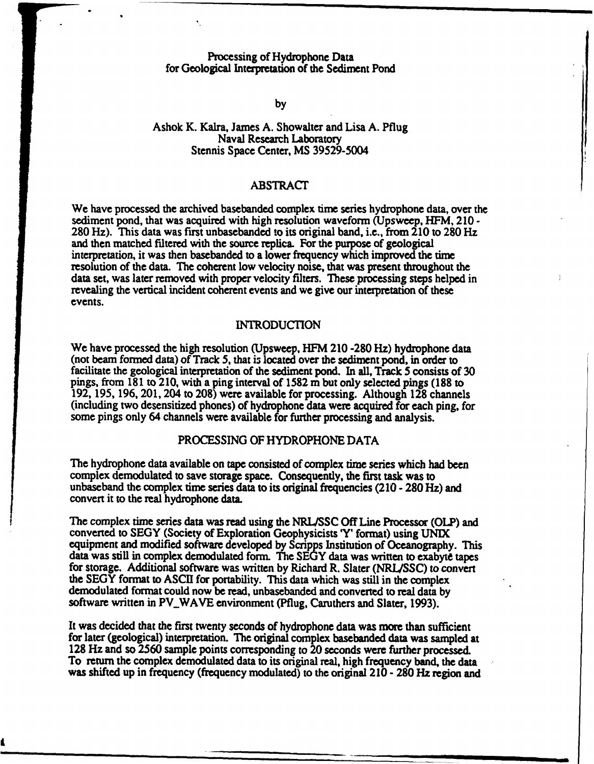# Processing of Hydrophone Data for Geological Interpretation of the Sediment Pond

by

Ashok K. Kalra, James A. Showalter and Lisa A. Pflug
Naval Research Laboratory
Stennis Space Center, MS 39529-5004

## ABSTRACT

We have processed the archived basebanded complex time series hydrophone data, over the sediment pond, that was acquired with high resolution waveform (Upsweep, HFM, 210 - 280 Hz). This data was first unbasebanded to its original band, i.e., from 210 to 280 Hz and then matched filtered with the source replica. For the purpose of geological interpretation, it was then basebanded to a lower frequency which improved the time resolution of the data. The coherent low velocity noise, that was present throughout the data set, was later removed with proper velocity filters. These processing steps helped in revealing the vertical incident coherent events and we give our interpretation of these events.

## INTRODUCTION

We have processed the high resolution (Upsweep, HFM 210 -280 Hz) hydrophone data (not beam formed data) of Track 5, that is located over the sediment pond, in order to facilitate the geological interpretation of the sediment pond. In all, Track 5 consists of 30 pings, from 181 to 210, with a ping interval of 1582 m but only selected pings (188 to 192, 195, 196, 201, 204 to 208) were available for processing. Although 128 channels (including two desensitized phones) of hydrophone data were acquired for each ping, for some pings only 64 channels were available for further processing and analysis.

## PROCESSING OF HYDROPHONE DATA

The hydrophone data available on tape consisted of complex time series which had been complex demodulated to save storage space. Consequently, the first task was to unbaseband the complex time series data to its original frequencies (210 - 280 Hz) and convert it to the real hydrophone data.

The complex time series data was read using the NRL/SSC Off Line Processor (OLP) and converted to SEGY (Society of Exploration Geophysicists 'Y' format) using UNIX equipment and modified software developed by Scripps Institution of Oceanography. This data was still in complex demodulated form. The SEGY data was written to exabyte tapes for storage. Additional software was written by Richard R. Slater (NRL/SSC) to convert the SEGY format to ASCII for portability. This data which was still in the complex demodulated format could now be read, unbasebanded and converted to real data by software written in PV_WAVE environment (Pflug, Caruthers and Slater, 1993).

It was decided that the first twenty seconds of hydrophone data was more than sufficient for later (geological) interpretation. The original complex basebanded data was sampled at 128 Hz and so 2560 sample points corresponding to 20 seconds were further processed. To return the complex demodulated data to its original real, high frequency band, the data was shifted up in frequency (frequency modulated) to the original 210 - 280 Hz region and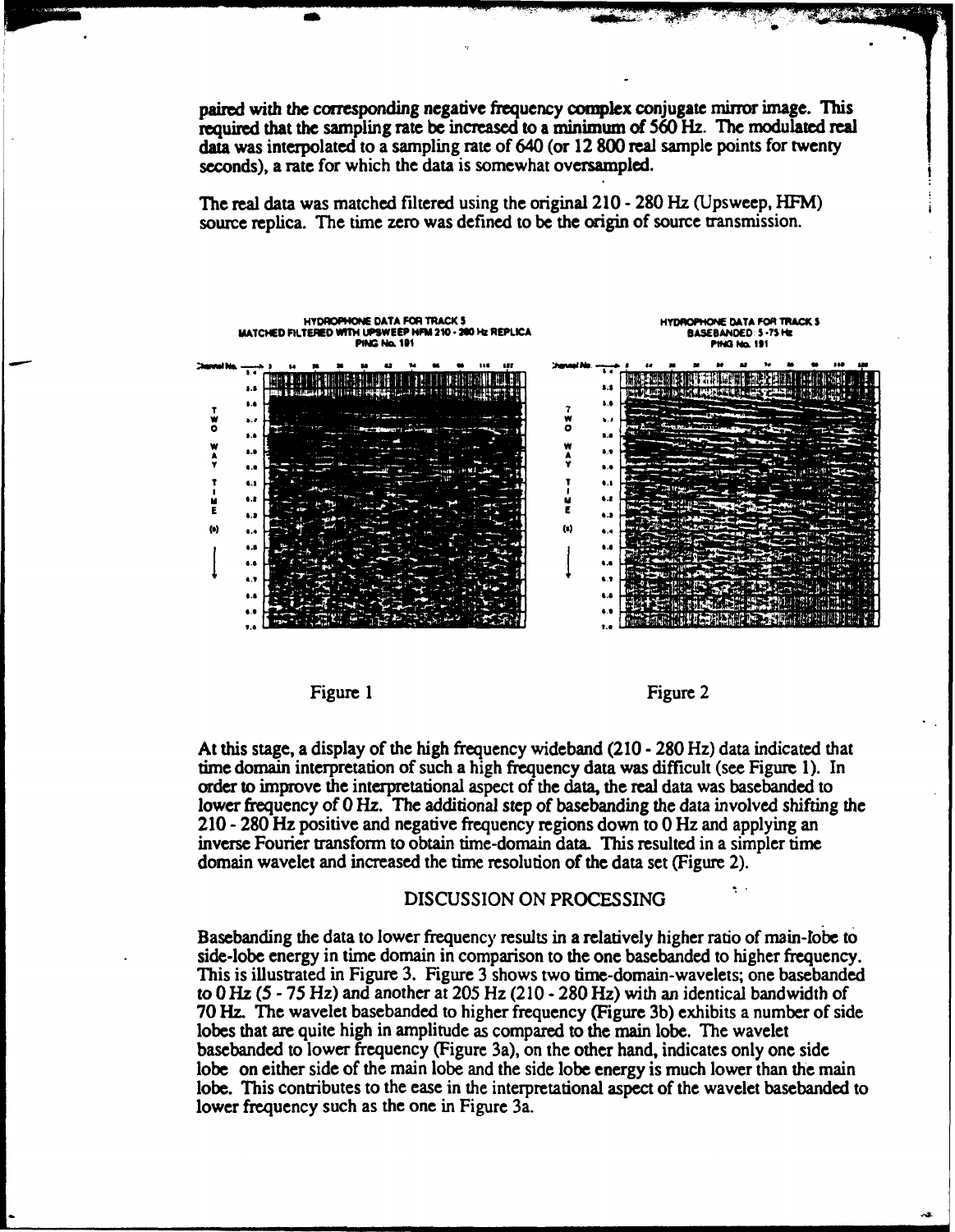paired with the corresponding negative frequency complex conjugate mirror image. This required that the sampling rate be increased to a minimum of 560 Hz. The modulated real data was interpolated to a sampling rate of 640 (or 12 800 real sample points for twenty seconds), a rate for which the data is somewhat oversampled.

The real data was matched filtered using the original 210 - 280 Hz (Upsweep, HFM) source replica. The time zero was defined to be the origin of source transmission.

HYDROPHONE DATA FOR TRACK 5
MATCHED FILTERED WITH UPSWEEP HFM 210 - 280 Hz REPLICA
PING No. 181

Figure 1

HYDROPHONE DATA FOR TRACK 5
BASEBANDED 5 - 75 Hz
PING No. 181

Figure 2

At this stage, a display of the high frequency wideband (210 - 280 Hz) data indicated that time domain interpretation of such a high frequency data was difficult (see Figure 1). In order to improve the interpretational aspect of the data, the real data was basebanded to lower frequency of 0 Hz. The additional step of basebanding the data involved shifting the 210 - 280 Hz positive and negative frequency regions down to 0 Hz and applying an inverse Fourier transform to obtain time-domain data. This resulted in a simpler time domain wavelet and increased the time resolution of the data set (Figure 2).

## DISCUSSION ON PROCESSING

Basebanding the data to lower frequency results in a relatively higher ratio of main-lobe to side-lobe energy in time domain in comparison to the one basebanded to higher frequency. This is illustrated in Figure 3. Figure 3 shows two time-domain-wavelets; one basebanded to 0 Hz (5 - 75 Hz) and another at 205 Hz (210 - 280 Hz) with an identical bandwidth of 70 Hz. The wavelet basebanded to higher frequency (Figure 3b) exhibits a number of side lobes that are quite high in amplitude as compared to the main lobe. The wavelet basebanded to lower frequency (Figure 3a), on the other hand, indicates only one side lobe on either side of the main lobe and the side lobe energy is much lower than the main lobe. This contributes to the ease in the interpretational aspect of the wavelet basebanded to lower frequency such as the one in Figure 3a.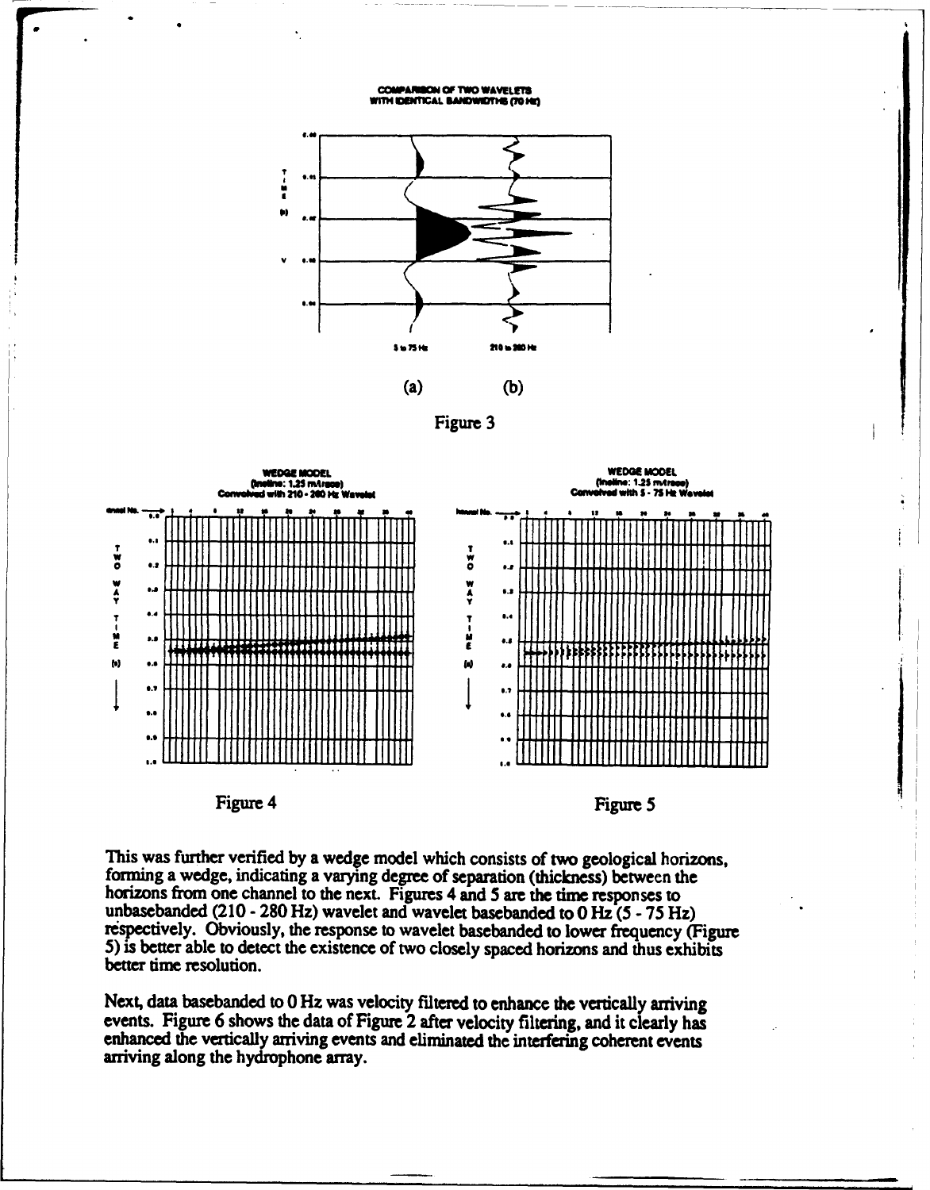(a) (b)

Figure 3

Figure 4

Figure 5

This was further verified by a wedge model which consists of two geological horizons, forming a wedge, indicating a varying degree of separation (thickness) between the horizons from one channel to the next. Figures 4 and 5 are the time responses to unbasebanded (210 - 280 Hz) wavelet and wavelet basebanded to 0 Hz (5 - 75 Hz) respectively. Obviously, the response to wavelet basebanded to lower frequency (Figure 5) is better able to detect the existence of two closely spaced horizons and thus exhibits better time resolution.

Next, data basebanded to 0 Hz was velocity filtered to enhance the vertically arriving events. Figure 6 shows the data of Figure 2 after velocity filtering, and it clearly has enhanced the vertically arriving events and eliminated the interfering coherent events arriving along the hydrophone array.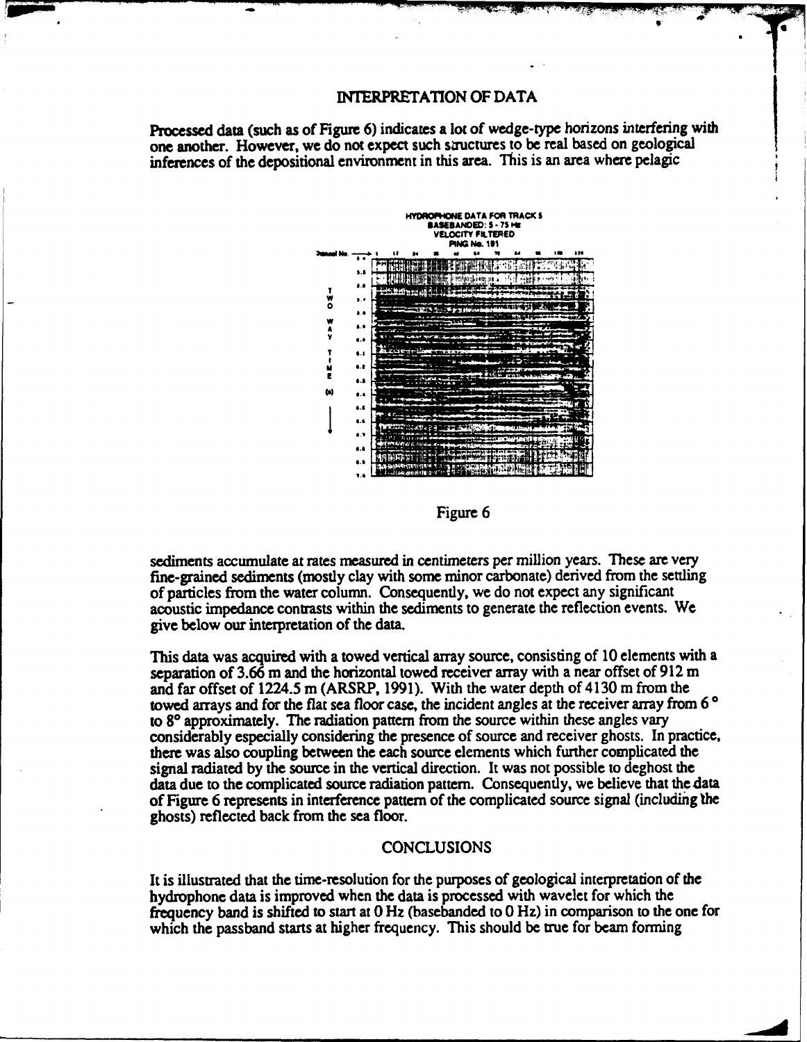## INTERPRETATION OF DATA

Processed data (such as of Figure 6) indicates a lot of wedge-type horizons interfering with one another. However, we do not expect such structures to be real based on geological inferences of the depositional environment in this area. This is an area where pelagic

Figure 6

sediments accumulate at rates measured in centimeters per million years. These are very fine-grained sediments (mostly clay with some minor carbonate) derived from the settling of particles from the water column. Consequently, we do not expect any significant acoustic impedance contrasts within the sediments to generate the reflection events. We give below our interpretation of the data.

This data was acquired with a towed vertical array source, consisting of 10 elements with a separation of 3.66 m and the horizontal towed receiver array with a near offset of 912 m and far offset of 1224.5 m (ARSRP, 1991). With the water depth of 4130 m from the towed arrays and for the flat sea floor case, the incident angles at the receiver array from 6° to 8° approximately. The radiation pattern from the source within these angles vary considerably especially considering the presence of source and receiver ghosts. In practice, there was also coupling between the each source elements which further complicated the signal radiated by the source in the vertical direction. It was not possible to deghost the data due to the complicated source radiation pattern. Consequently, we believe that the data of Figure 6 represents in interference pattern of the complicated source signal (including the ghosts) reflected back from the sea floor.

## CONCLUSIONS

It is illustrated that the time-resolution for the purposes of geological interpretation of the hydrophone data is improved when the data is processed with wavelet for which the frequency band is shifted to start at 0 Hz (basebanded to 0 Hz) in comparison to the one for which the passband starts at higher frequency. This should be true for beam forming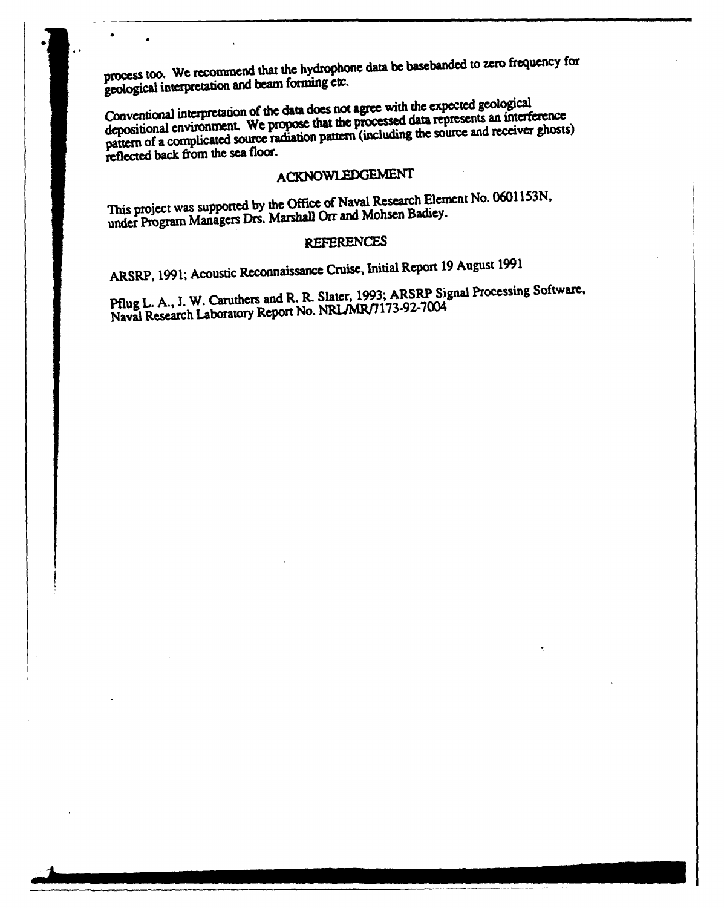process too. We recommend that the hydrophone data be basebanded to zero frequency for geological interpretation and beam forming etc.

Conventional interpretation of the data does not agree with the expected geological depositional environment. We propose that the processed data represents an interference pattern of a complicated source radiation pattern (including the source and receiver ghosts) reflected back from the sea floor.

## ACKNOWLEDGEMENT

This project was supported by the Office of Naval Research Element No. 0601153N, under Program Managers Drs. Marshall Orr and Mohsen Badiey.

## REFERENCES

ARSRP, 1991; Acoustic Reconnaissance Cruise, Initial Report 19 August 1991

Pflug L. A., J. W. Caruthers and R. R. Slater, 1993; ARSRP Signal Processing Software, Naval Research Laboratory Report No. NRL/MR/7173-92-7004